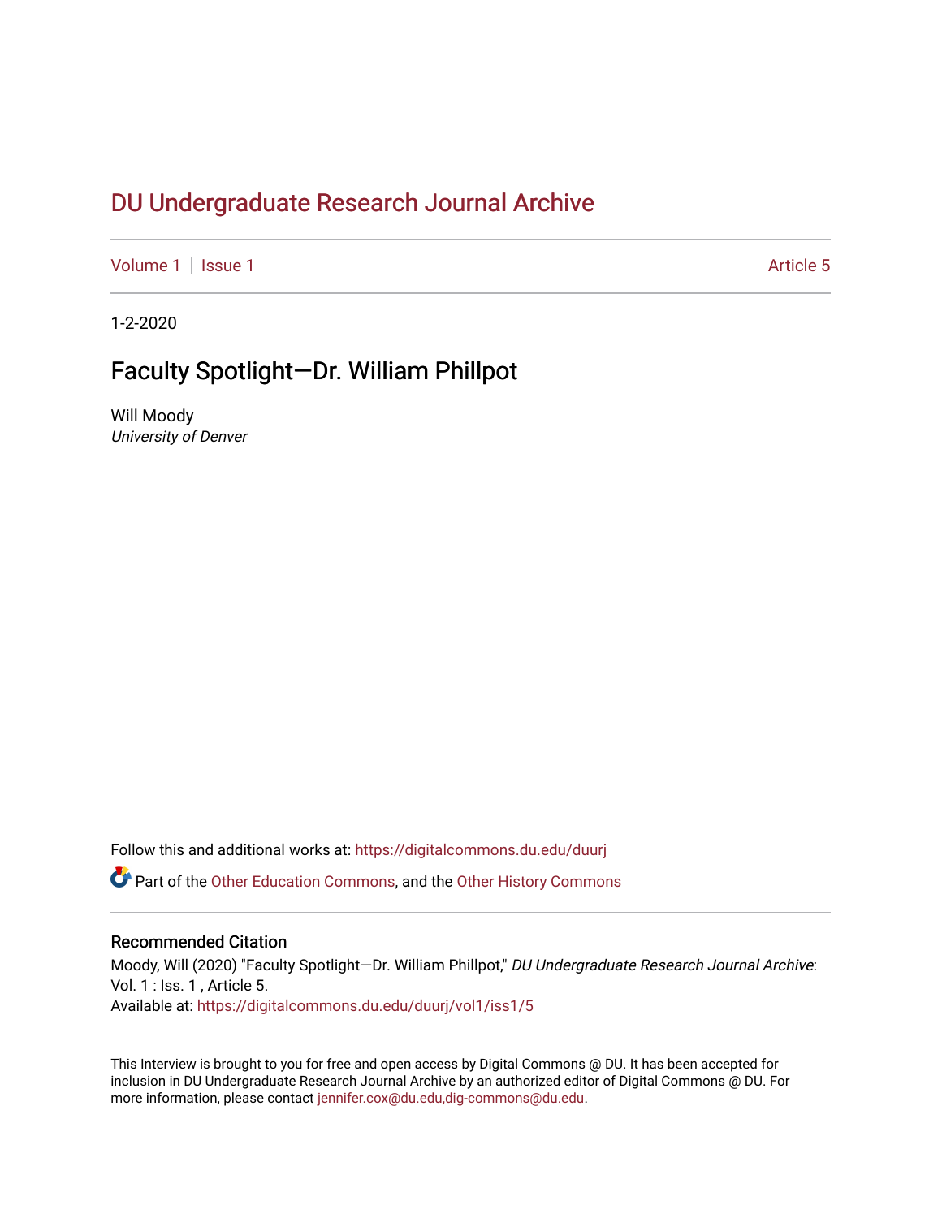# DU Undergraduate Research Journal Archive

Volume 1 | Issue 1 Article 5

1-2-2020

## Faculty Spotlight—Dr. William Phillpot

Will Moody
*University of Denver*

Follow this and additional works at: https://digitalcommons.du.edu/duurj

Part of the Other Education Commons, and the Other History Commons

### Recommended Citation

Moody, Will (2020) "Faculty Spotlight—Dr. William Phillpot," *DU Undergraduate Research Journal Archive*: Vol. 1 : Iss. 1 , Article 5.
Available at: https://digitalcommons.du.edu/duurj/vol1/iss1/5

This Interview is brought to you for free and open access by Digital Commons @ DU. It has been accepted for inclusion in DU Undergraduate Research Journal Archive by an authorized editor of Digital Commons @ DU. For more information, please contact jennifer.cox@du.edu,dig-commons@du.edu.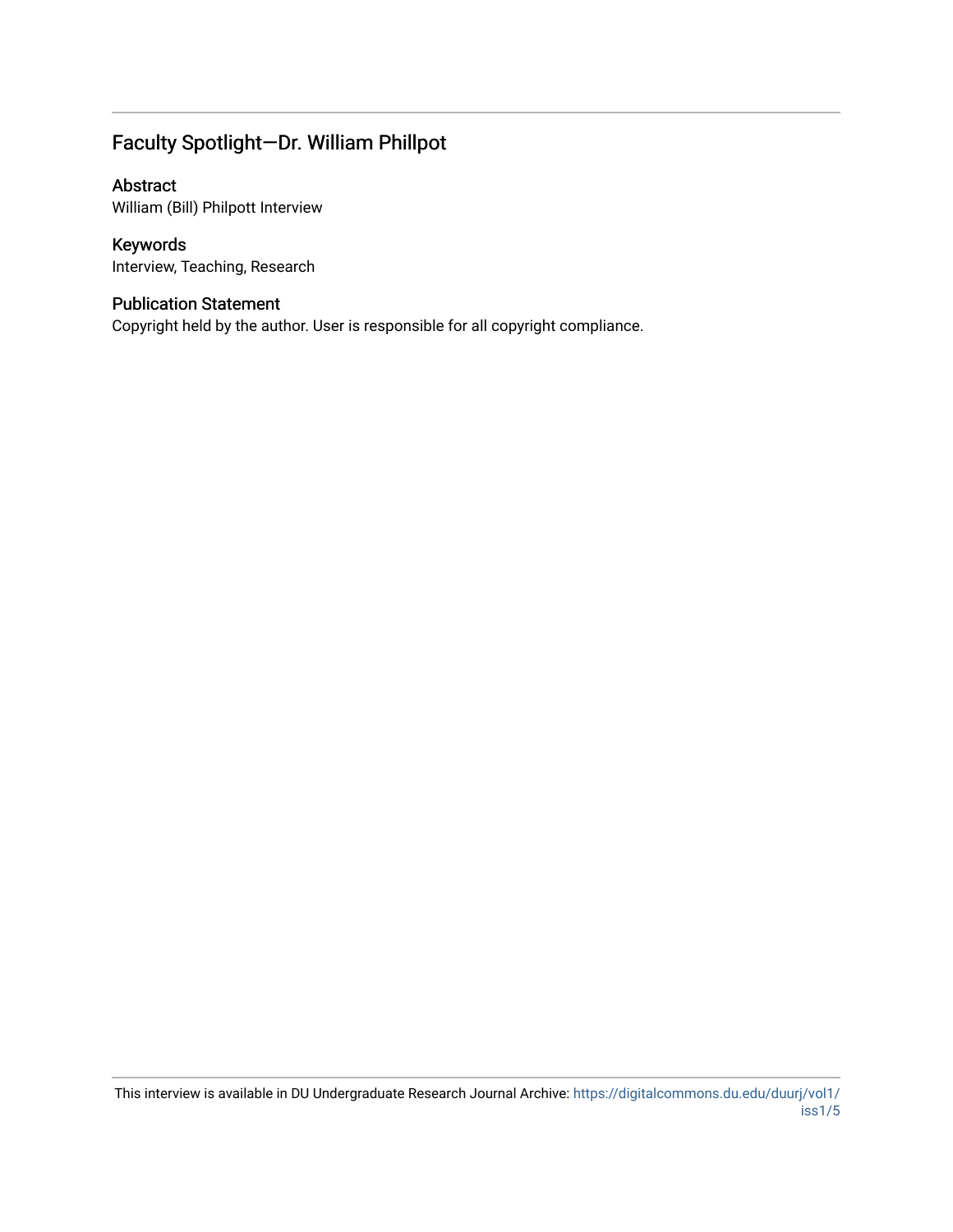# Faculty Spotlight—Dr. William Phillpot

## Abstract

William (Bill) Philpott Interview

## Keywords

Interview, Teaching, Research

## Publication Statement

Copyright held by the author. User is responsible for all copyright compliance.

This interview is available in DU Undergraduate Research Journal Archive: https://digitalcommons.du.edu/duurj/vol1/iss1/5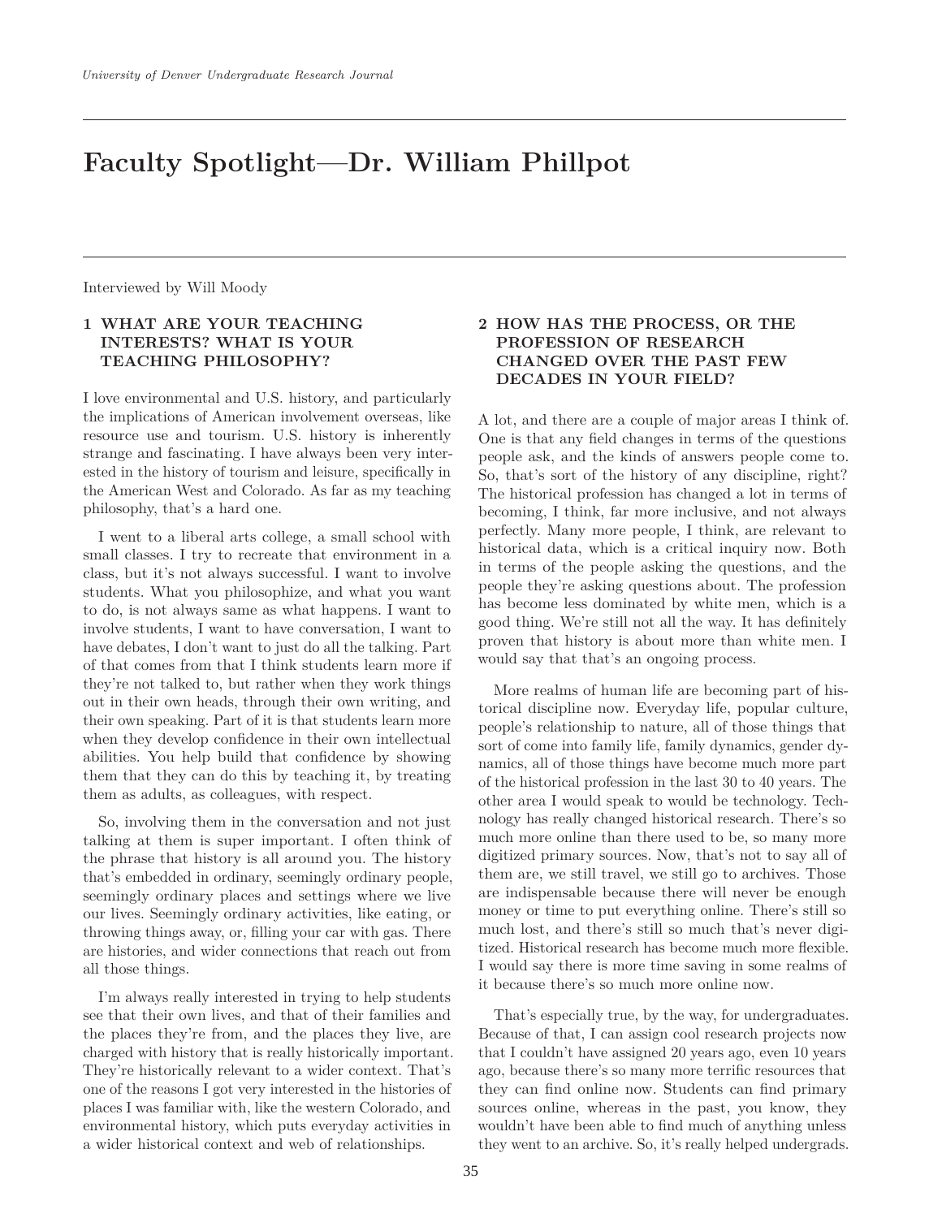# Faculty Spotlight—Dr. William Phillpot

Interviewed by Will Moody

## 1 WHAT ARE YOUR TEACHING INTERESTS? WHAT IS YOUR TEACHING PHILOSOPHY?

I love environmental and U.S. history, and particularly the implications of American involvement overseas, like resource use and tourism. U.S. history is inherently strange and fascinating. I have always been very interested in the history of tourism and leisure, specifically in the American West and Colorado. As far as my teaching philosophy, that's a hard one.

I went to a liberal arts college, a small school with small classes. I try to recreate that environment in a class, but it's not always successful. I want to involve students. What you philosophize, and what you want to do, is not always same as what happens. I want to involve students, I want to have conversation, I want to have debates, I don't want to just do all the talking. Part of that comes from that I think students learn more if they're not talked to, but rather when they work things out in their own heads, through their own writing, and their own speaking. Part of it is that students learn more when they develop confidence in their own intellectual abilities. You help build that confidence by showing them that they can do this by teaching it, by treating them as adults, as colleagues, with respect.

So, involving them in the conversation and not just talking at them is super important. I often think of the phrase that history is all around you. The history that's embedded in ordinary, seemingly ordinary people, seemingly ordinary places and settings where we live our lives. Seemingly ordinary activities, like eating, or throwing things away, or, filling your car with gas. There are histories, and wider connections that reach out from all those things.

I'm always really interested in trying to help students see that their own lives, and that of their families and the places they're from, and the places they live, are charged with history that is really historically important. They're historically relevant to a wider context. That's one of the reasons I got very interested in the histories of places I was familiar with, like the western Colorado, and environmental history, which puts everyday activities in a wider historical context and web of relationships.

## 2 HOW HAS THE PROCESS, OR THE PROFESSION OF RESEARCH CHANGED OVER THE PAST FEW DECADES IN YOUR FIELD?

A lot, and there are a couple of major areas I think of. One is that any field changes in terms of the questions people ask, and the kinds of answers people come to. So, that's sort of the history of any discipline, right? The historical profession has changed a lot in terms of becoming, I think, far more inclusive, and not always perfectly. Many more people, I think, are relevant to historical data, which is a critical inquiry now. Both in terms of the people asking the questions, and the people they're asking questions about. The profession has become less dominated by white men, which is a good thing. We're still not all the way. It has definitely proven that history is about more than white men. I would say that that's an ongoing process.

More realms of human life are becoming part of historical discipline now. Everyday life, popular culture, people's relationship to nature, all of those things that sort of come into family life, family dynamics, gender dynamics, all of those things have become much more part of the historical profession in the last 30 to 40 years. The other area I would speak to would be technology. Technology has really changed historical research. There's so much more online than there used to be, so many more digitized primary sources. Now, that's not to say all of them are, we still travel, we still go to archives. Those are indispensable because there will never be enough money or time to put everything online. There's still so much lost, and there's still so much that's never digitized. Historical research has become much more flexible. I would say there is more time saving in some realms of it because there's so much more online now.

That's especially true, by the way, for undergraduates. Because of that, I can assign cool research projects now that I couldn't have assigned 20 years ago, even 10 years ago, because there's so many more terrific resources that they can find online now. Students can find primary sources online, whereas in the past, you know, they wouldn't have been able to find much of anything unless they went to an archive. So, it's really helped undergrads.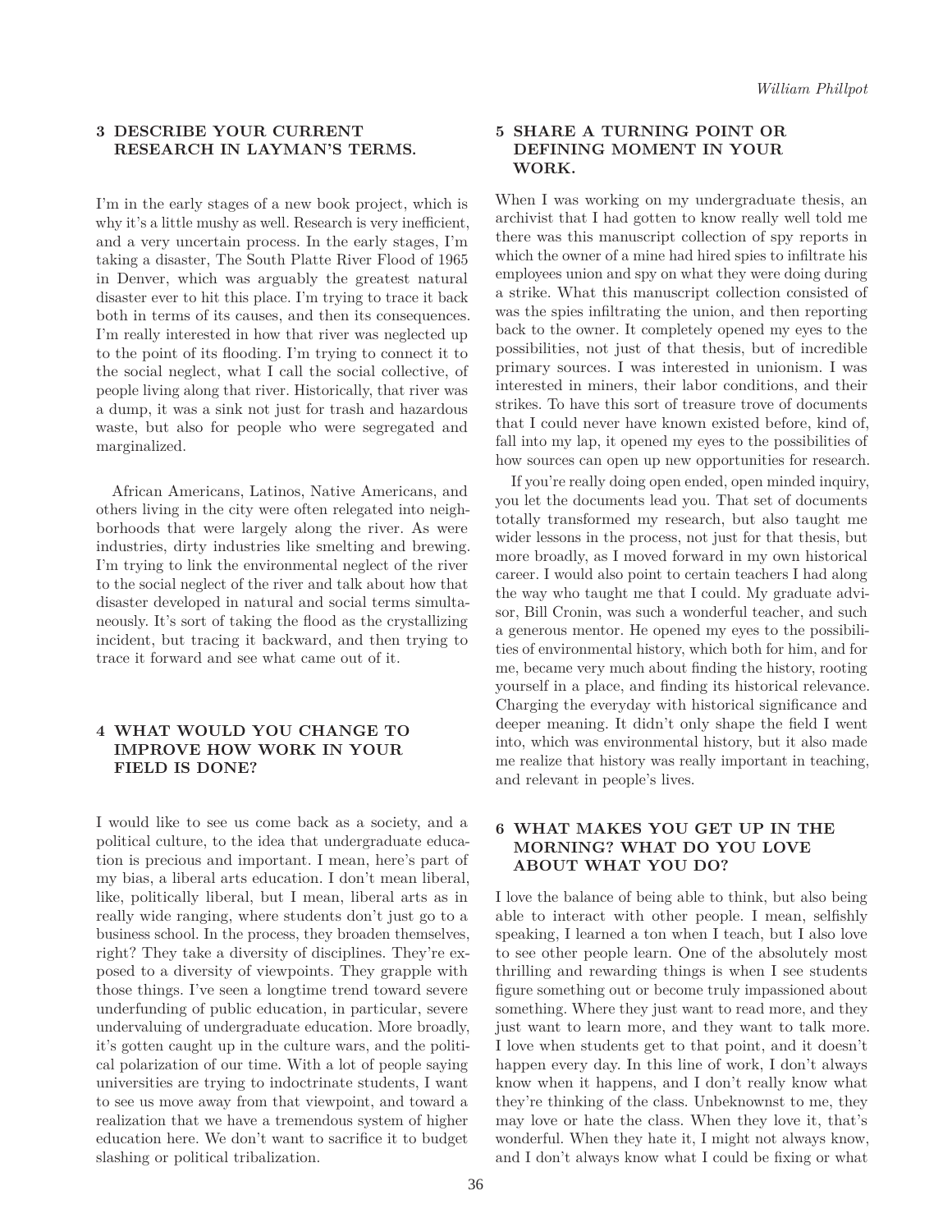## 3 DESCRIBE YOUR CURRENT RESEARCH IN LAYMAN'S TERMS.

I'm in the early stages of a new book project, which is why it's a little mushy as well. Research is very inefficient, and a very uncertain process. In the early stages, I'm taking a disaster, The South Platte River Flood of 1965 in Denver, which was arguably the greatest natural disaster ever to hit this place. I'm trying to trace it back both in terms of its causes, and then its consequences. I'm really interested in how that river was neglected up to the point of its flooding. I'm trying to connect it to the social neglect, what I call the social collective, of people living along that river. Historically, that river was a dump, it was a sink not just for trash and hazardous waste, but also for people who were segregated and marginalized.

African Americans, Latinos, Native Americans, and others living in the city were often relegated into neighborhoods that were largely along the river. As were industries, dirty industries like smelting and brewing. I'm trying to link the environmental neglect of the river to the social neglect of the river and talk about how that disaster developed in natural and social terms simultaneously. It's sort of taking the flood as the crystallizing incident, but tracing it backward, and then trying to trace it forward and see what came out of it.

## 4 WHAT WOULD YOU CHANGE TO IMPROVE HOW WORK IN YOUR FIELD IS DONE?

I would like to see us come back as a society, and a political culture, to the idea that undergraduate education is precious and important. I mean, here's part of my bias, a liberal arts education. I don't mean liberal, like, politically liberal, but I mean, liberal arts as in really wide ranging, where students don't just go to a business school. In the process, they broaden themselves, right? They take a diversity of disciplines. They're exposed to a diversity of viewpoints. They grapple with those things. I've seen a longtime trend toward severe underfunding of public education, in particular, severe undervaluing of undergraduate education. More broadly, it's gotten caught up in the culture wars, and the political polarization of our time. With a lot of people saying universities are trying to indoctrinate students, I want to see us move away from that viewpoint, and toward a realization that we have a tremendous system of higher education here. We don't want to sacrifice it to budget slashing or political tribalization.

## 5 SHARE A TURNING POINT OR DEFINING MOMENT IN YOUR WORK.

When I was working on my undergraduate thesis, an archivist that I had gotten to know really well told me there was this manuscript collection of spy reports in which the owner of a mine had hired spies to infiltrate his employees union and spy on what they were doing during a strike. What this manuscript collection consisted of was the spies infiltrating the union, and then reporting back to the owner. It completely opened my eyes to the possibilities, not just of that thesis, but of incredible primary sources. I was interested in unionism. I was interested in miners, their labor conditions, and their strikes. To have this sort of treasure trove of documents that I could never have known existed before, kind of, fall into my lap, it opened my eyes to the possibilities of how sources can open up new opportunities for research.

If you're really doing open ended, open minded inquiry, you let the documents lead you. That set of documents totally transformed my research, but also taught me wider lessons in the process, not just for that thesis, but more broadly, as I moved forward in my own historical career. I would also point to certain teachers I had along the way who taught me that I could. My graduate advisor, Bill Cronin, was such a wonderful teacher, and such a generous mentor. He opened my eyes to the possibilities of environmental history, which both for him, and for me, became very much about finding the history, rooting yourself in a place, and finding its historical relevance. Charging the everyday with historical significance and deeper meaning. It didn't only shape the field I went into, which was environmental history, but it also made me realize that history was really important in teaching, and relevant in people's lives.

## 6 WHAT MAKES YOU GET UP IN THE MORNING? WHAT DO YOU LOVE ABOUT WHAT YOU DO?

I love the balance of being able to think, but also being able to interact with other people. I mean, selfishly speaking, I learned a ton when I teach, but I also love to see other people learn. One of the absolutely most thrilling and rewarding things is when I see students figure something out or become truly impassioned about something. Where they just want to read more, and they just want to learn more, and they want to talk more. I love when students get to that point, and it doesn't happen every day. In this line of work, I don't always know when it happens, and I don't really know what they're thinking of the class. Unbeknownst to me, they may love or hate the class. When they love it, that's wonderful. When they hate it, I might not always know, and I don't always know what I could be fixing or what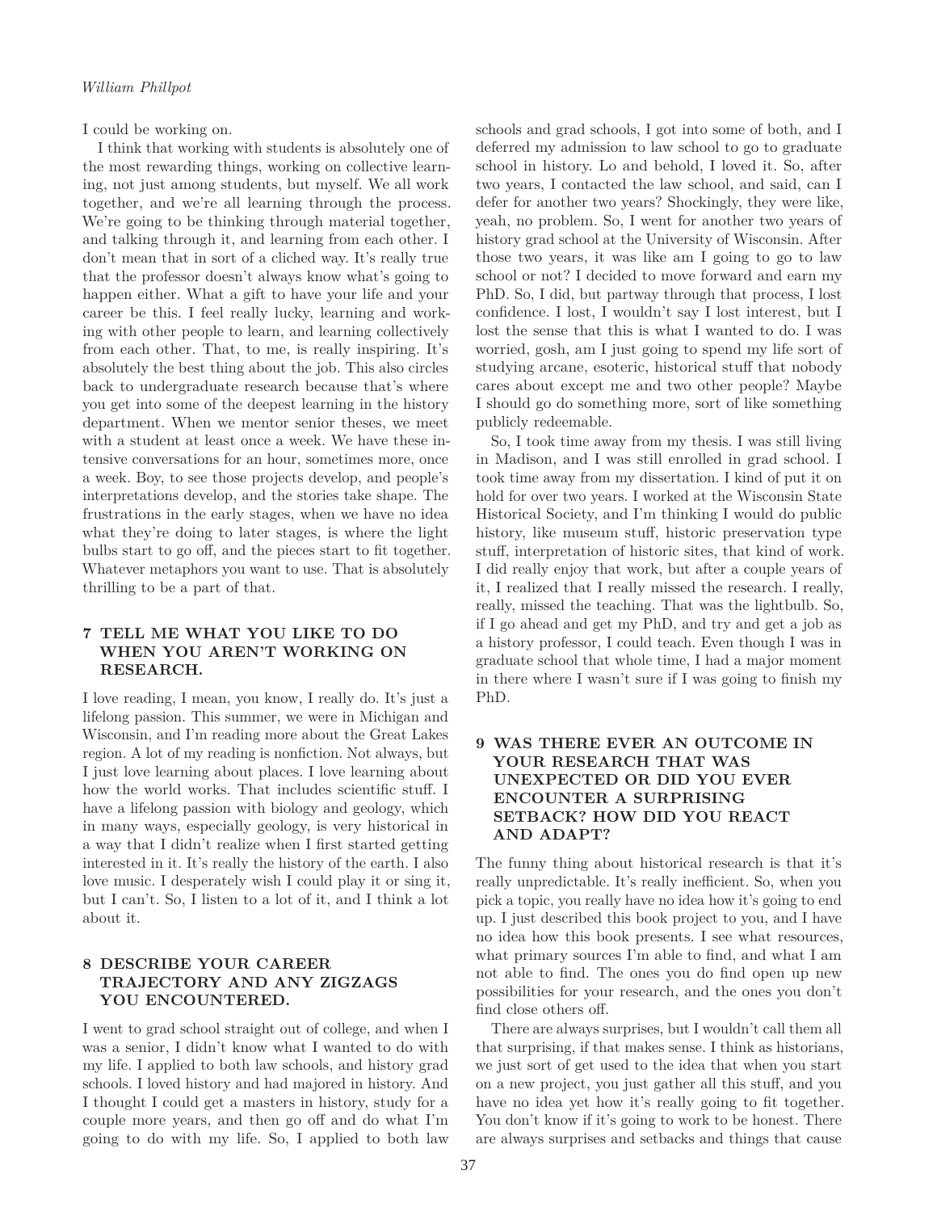I could be working on.

I think that working with students is absolutely one of the most rewarding things, working on collective learning, not just among students, but myself. We all work together, and we're all learning through the process. We're going to be thinking through material together, and talking through it, and learning from each other. I don't mean that in sort of a cliched way. It's really true that the professor doesn't always know what's going to happen either. What a gift to have your life and your career be this. I feel really lucky, learning and working with other people to learn, and learning collectively from each other. That, to me, is really inspiring. It's absolutely the best thing about the job. This also circles back to undergraduate research because that's where you get into some of the deepest learning in the history department. When we mentor senior theses, we meet with a student at least once a week. We have these intensive conversations for an hour, sometimes more, once a week. Boy, to see those projects develop, and people's interpretations develop, and the stories take shape. The frustrations in the early stages, when we have no idea what they're doing to later stages, is where the light bulbs start to go off, and the pieces start to fit together. Whatever metaphors you want to use. That is absolutely thrilling to be a part of that.

## 7 TELL ME WHAT YOU LIKE TO DO WHEN YOU AREN'T WORKING ON RESEARCH.

I love reading, I mean, you know, I really do. It's just a lifelong passion. This summer, we were in Michigan and Wisconsin, and I'm reading more about the Great Lakes region. A lot of my reading is nonfiction. Not always, but I just love learning about places. I love learning about how the world works. That includes scientific stuff. I have a lifelong passion with biology and geology, which in many ways, especially geology, is very historical in a way that I didn't realize when I first started getting interested in it. It's really the history of the earth. I also love music. I desperately wish I could play it or sing it, but I can't. So, I listen to a lot of it, and I think a lot about it.

## 8 DESCRIBE YOUR CAREER TRAJECTORY AND ANY ZIGZAGS YOU ENCOUNTERED.

I went to grad school straight out of college, and when I was a senior, I didn't know what I wanted to do with my life. I applied to both law schools, and history grad schools. I loved history and had majored in history. And I thought I could get a masters in history, study for a couple more years, and then go off and do what I'm going to do with my life. So, I applied to both law schools and grad schools, I got into some of both, and I deferred my admission to law school to go to graduate school in history. Lo and behold, I loved it. So, after two years, I contacted the law school, and said, can I defer for another two years? Shockingly, they were like, yeah, no problem. So, I went for another two years of history grad school at the University of Wisconsin. After those two years, it was like am I going to go to law school or not? I decided to move forward and earn my PhD. So, I did, but partway through that process, I lost confidence. I lost, I wouldn't say I lost interest, but I lost the sense that this is what I wanted to do. I was worried, gosh, am I just going to spend my life sort of studying arcane, esoteric, historical stuff that nobody cares about except me and two other people? Maybe I should go do something more, sort of like something publicly redeemable.

So, I took time away from my thesis. I was still living in Madison, and I was still enrolled in grad school. I took time away from my dissertation. I kind of put it on hold for over two years. I worked at the Wisconsin State Historical Society, and I'm thinking I would do public history, like museum stuff, historic preservation type stuff, interpretation of historic sites, that kind of work. I did really enjoy that work, but after a couple years of it, I realized that I really missed the research. I really, really, missed the teaching. That was the lightbulb. So, if I go ahead and get my PhD, and try and get a job as a history professor, I could teach. Even though I was in graduate school that whole time, I had a major moment in there where I wasn't sure if I was going to finish my PhD.

## 9 WAS THERE EVER AN OUTCOME IN YOUR RESEARCH THAT WAS UNEXPECTED OR DID YOU EVER ENCOUNTER A SURPRISING SETBACK? HOW DID YOU REACT AND ADAPT?

The funny thing about historical research is that it's really unpredictable. It's really inefficient. So, when you pick a topic, you really have no idea how it's going to end up. I just described this book project to you, and I have no idea how this book presents. I see what resources, what primary sources I'm able to find, and what I am not able to find. The ones you do find open up new possibilities for your research, and the ones you don't find close others off.

There are always surprises, but I wouldn't call them all that surprising, if that makes sense. I think as historians, we just sort of get used to the idea that when you start on a new project, you just gather all this stuff, and you have no idea yet how it's really going to fit together. You don't know if it's going to work to be honest. There are always surprises and setbacks and things that cause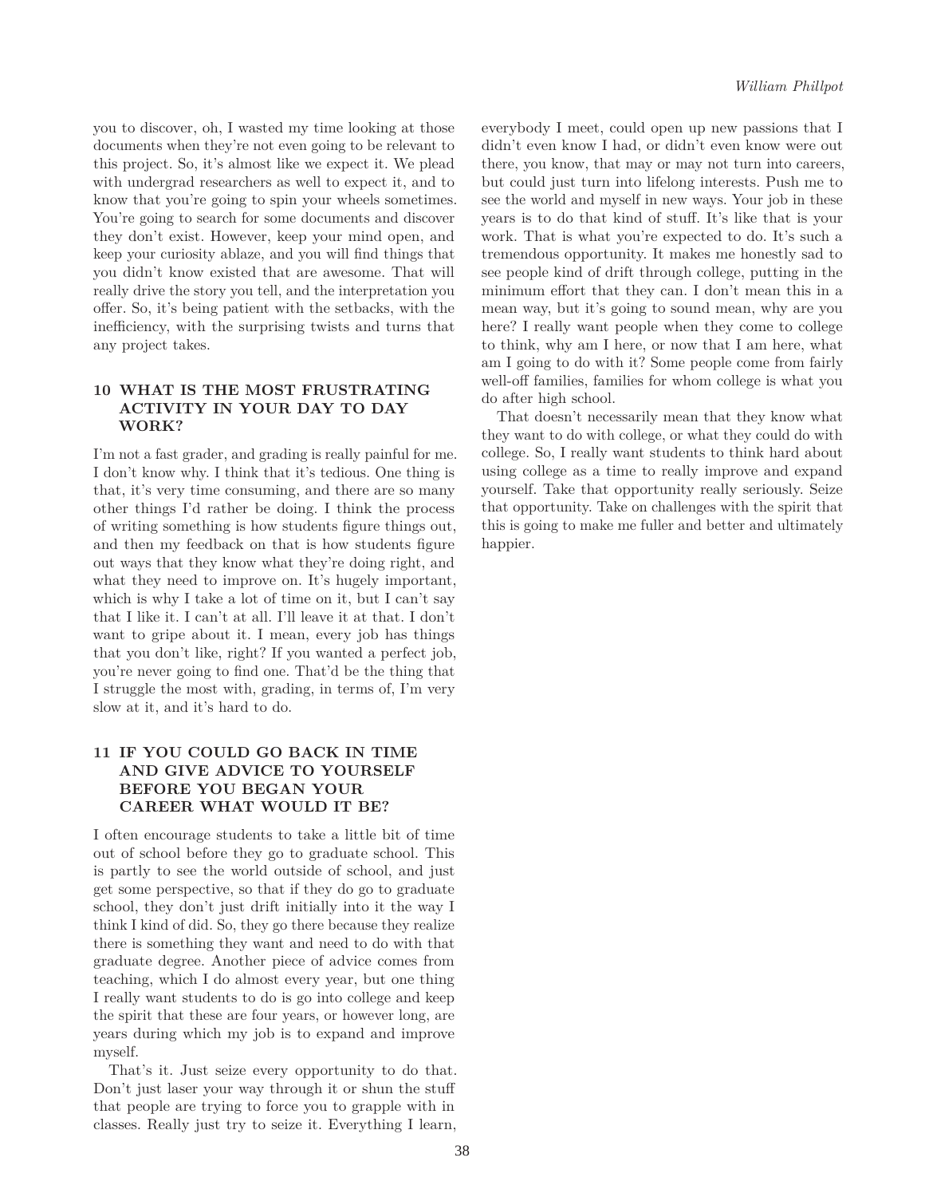you to discover, oh, I wasted my time looking at those documents when they're not even going to be relevant to this project. So, it's almost like we expect it. We plead with undergrad researchers as well to expect it, and to know that you're going to spin your wheels sometimes. You're going to search for some documents and discover they don't exist. However, keep your mind open, and keep your curiosity ablaze, and you will find things that you didn't know existed that are awesome. That will really drive the story you tell, and the interpretation you offer. So, it's being patient with the setbacks, with the inefficiency, with the surprising twists and turns that any project takes.

## 10 WHAT IS THE MOST FRUSTRATING ACTIVITY IN YOUR DAY TO DAY WORK?

I'm not a fast grader, and grading is really painful for me. I don't know why. I think that it's tedious. One thing is that, it's very time consuming, and there are so many other things I'd rather be doing. I think the process of writing something is how students figure things out, and then my feedback on that is how students figure out ways that they know what they're doing right, and what they need to improve on. It's hugely important, which is why I take a lot of time on it, but I can't say that I like it. I can't at all. I'll leave it at that. I don't want to gripe about it. I mean, every job has things that you don't like, right? If you wanted a perfect job, you're never going to find one. That'd be the thing that I struggle the most with, grading, in terms of, I'm very slow at it, and it's hard to do.

## 11 IF YOU COULD GO BACK IN TIME AND GIVE ADVICE TO YOURSELF BEFORE YOU BEGAN YOUR CAREER WHAT WOULD IT BE?

I often encourage students to take a little bit of time out of school before they go to graduate school. This is partly to see the world outside of school, and just get some perspective, so that if they do go to graduate school, they don't just drift initially into it the way I think I kind of did. So, they go there because they realize there is something they want and need to do with that graduate degree. Another piece of advice comes from teaching, which I do almost every year, but one thing I really want students to do is go into college and keep the spirit that these are four years, or however long, are years during which my job is to expand and improve myself.

That's it. Just seize every opportunity to do that. Don't just laser your way through it or shun the stuff that people are trying to force you to grapple with in classes. Really just try to seize it. Everything I learn, everybody I meet, could open up new passions that I didn't even know I had, or didn't even know were out there, you know, that may or may not turn into careers, but could just turn into lifelong interests. Push me to see the world and myself in new ways. Your job in these years is to do that kind of stuff. It's like that is your work. That is what you're expected to do. It's such a tremendous opportunity. It makes me honestly sad to see people kind of drift through college, putting in the minimum effort that they can. I don't mean this in a mean way, but it's going to sound mean, why are you here? I really want people when they come to college to think, why am I here, or now that I am here, what am I going to do with it? Some people come from fairly well-off families, families for whom college is what you do after high school.

That doesn't necessarily mean that they know what they want to do with college, or what they could do with college. So, I really want students to think hard about using college as a time to really improve and expand yourself. Take that opportunity really seriously. Seize that opportunity. Take on challenges with the spirit that this is going to make me fuller and better and ultimately happier.